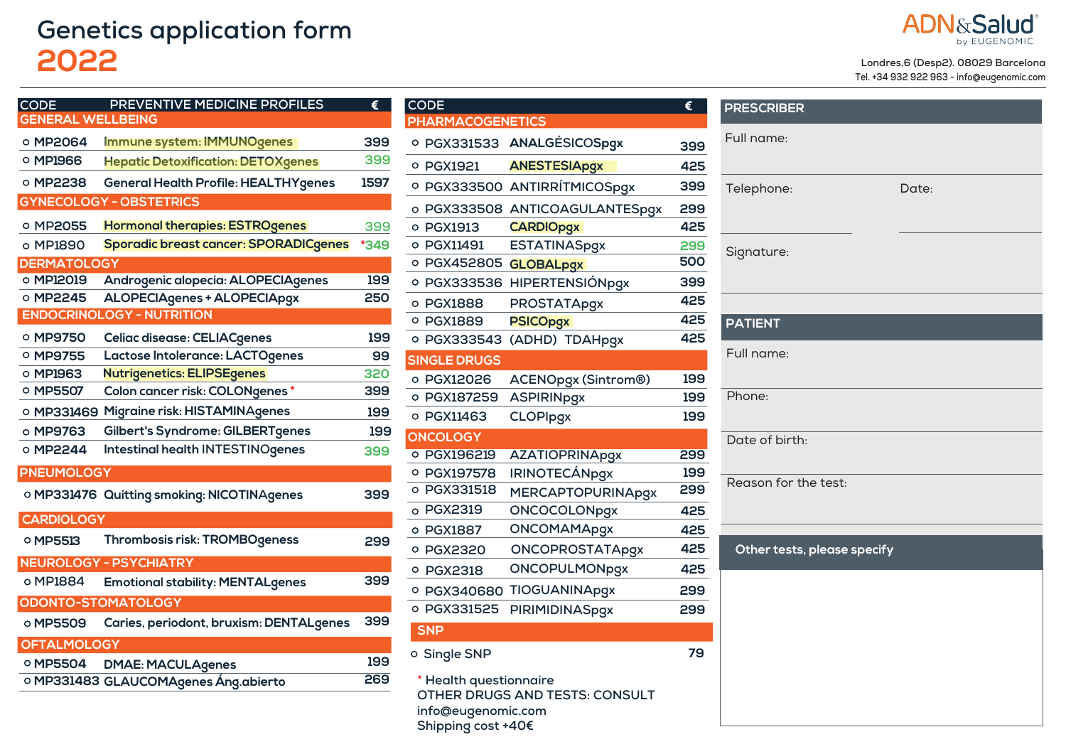# Genetics application form

# 2022

**ADN&Salud** by EUGENOMIC

Londres,6 (Desp2). 08029 Barcelona
Tel. +34 932 922 963 - info@eugenomic.com

| CODE | PREVENTIVE MEDICINE PROFILES | € |
|---|---|---|
| **GENERAL WELLBEING** | | |
| o MP2064 | Immune system: IMMUNOgenes | 399 |
| o MP1966 | Hepatic Detoxification: DETOXgenes | 399 |
| o MP2238 | General Health Profile: HEALTHYgenes | 1597 |
| **GYNECOLOGY - OBSTETRICS** | | |
| o MP2055 | Hormonal therapies: ESTROgenes | 399 |
| o MP1890 | Sporadic breast cancer: SPORADICgenes | *349 |
| **DERMATOLOGY** | | |
| o MP12019 | Androgenic alopecia: ALOPECIAgenes | 199 |
| o MP2245 | ALOPECIAgenes + ALOPECIApgx | 250 |
| **ENDOCRINOLOGY - NUTRITION** | | |
| o MP9750 | Celiac disease: CELIACgenes | 199 |
| o MP9755 | Lactose Intolerance: LACTOgenes | 99 |
| o MP1963 | Nutrigenetics: ELIPSEgenes | 320 |
| o MP5507 | Colon cancer risk: COLONgenes * | 399 |
| o MP331469 | Migraine risk: HISTAMINAgenes | 199 |
| o MP9763 | Gilbert's Syndrome: GILBERTgenes | 199 |
| o MP2244 | Intestinal health INTESTINOgenes | 399 |
| **PNEUMOLOGY** | | |
| o MP331476 | Quitting smoking: NICOTINAgenes | 399 |
| **CARDIOLOGY** | | |
| o MP5513 | Thrombosis risk: TROMBOgeness | 299 |
| **NEUROLOGY - PSYCHIATRY** | | |
| o MP1884 | Emotional stability: MENTALgenes | 399 |
| **ODONTO-STOMATOLOGY** | | |
| o MP5509 | Caries, periodont, bruxism: DENTALgenes | 399 |
| **OFTALMOLOGY** | | |
| o MP5504 | DMAE: MACULAgenes | 199 |
| o MP331483 | GLAUCOMAgenes Áng.abierto | 269 |

| CODE | | € |
|---|---|---|
| **PHARMACOGENETICS** | | |
| o PGX331533 | ANALGÉSICOSpgx | 399 |
| o PGX1921 | ANESTESIApgx | 425 |
| o PGX333500 | ANTIRRÍTMICOSpgx | 399 |
| o PGX333508 | ANTICOAGULANTESpgx | 299 |
| o PGX1913 | CARDIOpgx | 425 |
| o PGX11491 | ESTATINASpgx | 299 |
| o PGX452805 | GLOBALpgx | 500 |
| o PGX333536 | HIPERTENSIÓNpgx | 399 |
| o PGX1888 | PROSTATApgx | 425 |
| o PGX1889 | PSICOpgx | 425 |
| o PGX333543 | (ADHD) TDAHpgx | 425 |
| **SINGLE DRUGS** | | |
| o PGX12026 | ACENOpgx (Sintrom®) | 199 |
| o PGX187259 | ASPIRINpgx | 199 |
| o PGX11463 | CLOPIpgx | 199 |
| **ONCOLOGY** | | |
| o PGX196219 | AZATIOPRINApgx | 299 |
| o PGX197578 | IRINOTECÁNpgx | 199 |
| o PGX331518 | MERCAPTOPURINApgx | 299 |
| o PGX2319 | ONCOCOLONpgx | 425 |
| o PGX1887 | ONCOMAMApgx | 425 |
| o PGX2320 | ONCOPROSTATApgx | 425 |
| o PGX2318 | ONCOPULMONpgx | 425 |
| o PGX340680 | TIOGUANINApgx | 299 |
| o PGX331525 | PIRIMIDINASpgx | 299 |
| **SNP** | | |
| o Single SNP | | 79 |

\* Health questionnaire
OTHER DRUGS AND TESTS: CONSULT
info@eugenomic.com
Shipping cost +40€

## PRESCRIBER

Full name:

Telephone:

Date:

Signature:

## PATIENT

Full name:

Phone:

Date of birth:

Reason for the test:

## Other tests, please specify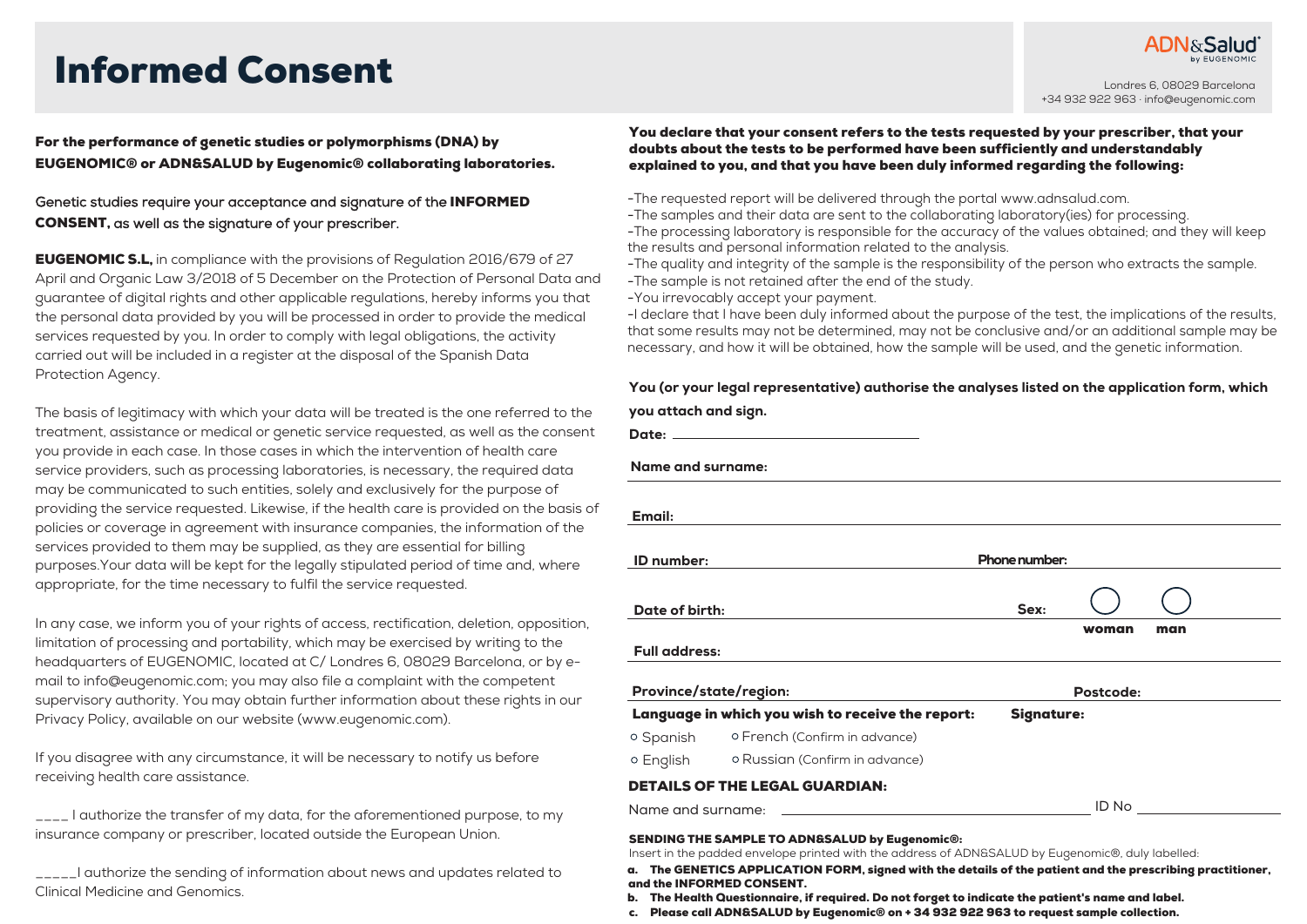# Informed Consent

ADN&Salud by EUGENOMIC

Londres 6, 08029 Barcelona
+34 932 922 963 · info@eugenomic.com

**For the performance of genetic studies or polymorphisms (DNA) by EUGENOMIC® or ADN&SALUD by Eugenomic® collaborating laboratories.**

Genetic studies require your acceptance and signature of the **INFORMED CONSENT,** as well as the signature of your prescriber.

**EUGENOMIC S.L,** in compliance with the provisions of Regulation 2016/679 of 27 April and Organic Law 3/2018 of 5 December on the Protection of Personal Data and guarantee of digital rights and other applicable regulations, hereby informs you that the personal data provided by you will be processed in order to provide the medical services requested by you. In order to comply with legal obligations, the activity carried out will be included in a register at the disposal of the Spanish Data Protection Agency.

The basis of legitimacy with which your data will be treated is the one referred to the treatment, assistance or medical or genetic service requested, as well as the consent you provide in each case. In those cases in which the intervention of health care service providers, such as processing laboratories, is necessary, the required data may be communicated to such entities, solely and exclusively for the purpose of providing the service requested. Likewise, if the health care is provided on the basis of policies or coverage in agreement with insurance companies, the information of the services provided to them may be supplied, as they are essential for billing purposes.Your data will be kept for the legally stipulated period of time and, where appropriate, for the time necessary to fulfil the service requested.

In any case, we inform you of your rights of access, rectification, deletion, opposition, limitation of processing and portability, which may be exercised by writing to the headquarters of EUGENOMIC, located at C/ Londres 6, 08029 Barcelona, or by e-mail to info@eugenomic.com; you may also file a complaint with the competent supervisory authority. You may obtain further information about these rights in our Privacy Policy, available on our website (www.eugenomic.com).

If you disagree with any circumstance, it will be necessary to notify us before receiving health care assistance.

____ I authorize the transfer of my data, for the aforementioned purpose, to my insurance company or prescriber, located outside the European Union.

_____I authorize the sending of information about news and updates related to Clinical Medicine and Genomics.

**You declare that your consent refers to the tests requested by your prescriber, that your doubts about the tests to be performed have been sufficiently and understandably explained to you, and that you have been duly informed regarding the following:**

-The requested report will be delivered through the portal www.adnsalud.com.
-The samples and their data are sent to the collaborating laboratory(ies) for processing.
-The processing laboratory is responsible for the accuracy of the values obtained; and they will keep the results and personal information related to the analysis.
-The quality and integrity of the sample is the responsibility of the person who extracts the sample.
-The sample is not retained after the end of the study.
-You irrevocably accept your payment.
-I declare that I have been duly informed about the purpose of the test, the implications of the results, that some results may not be determined, may not be conclusive and/or an additional sample may be necessary, and how it will be obtained, how the sample will be used, and the genetic information.

**You (or your legal representative) authorise the analyses listed on the application form, which you attach and sign.**

**Date:** ____________________

**Name and surname:**

**Email:**

**ID number:** **Phone number:**

**Date of birth:** **Sex:** ○ **woman** ○ **man**

**Full address:**

**Province/state/region:** **Postcode:**

**Language in which you wish to receive the report:** **Signature:**

○ Spanish ○ French (Confirm in advance)
○ English ○ Russian (Confirm in advance)

**DETAILS OF THE LEGAL GUARDIAN:**

Name and surname: ____________________ ID No ____________

**SENDING THE SAMPLE TO ADN&SALUD by Eugenomic®:**
Insert in the padded envelope printed with the address of ADN&SALUD by Eugenomic®, duly labelled:

**a. The GENETICS APPLICATION FORM, signed with the details of the patient and the prescribing practitioner, and the INFORMED CONSENT.**
**b. The Health Questionnaire, if required. Do not forget to indicate the patient's name and label.**
**c. Please call ADN&SALUD by Eugenomic® on + 34 932 922 963 to request sample collection.**